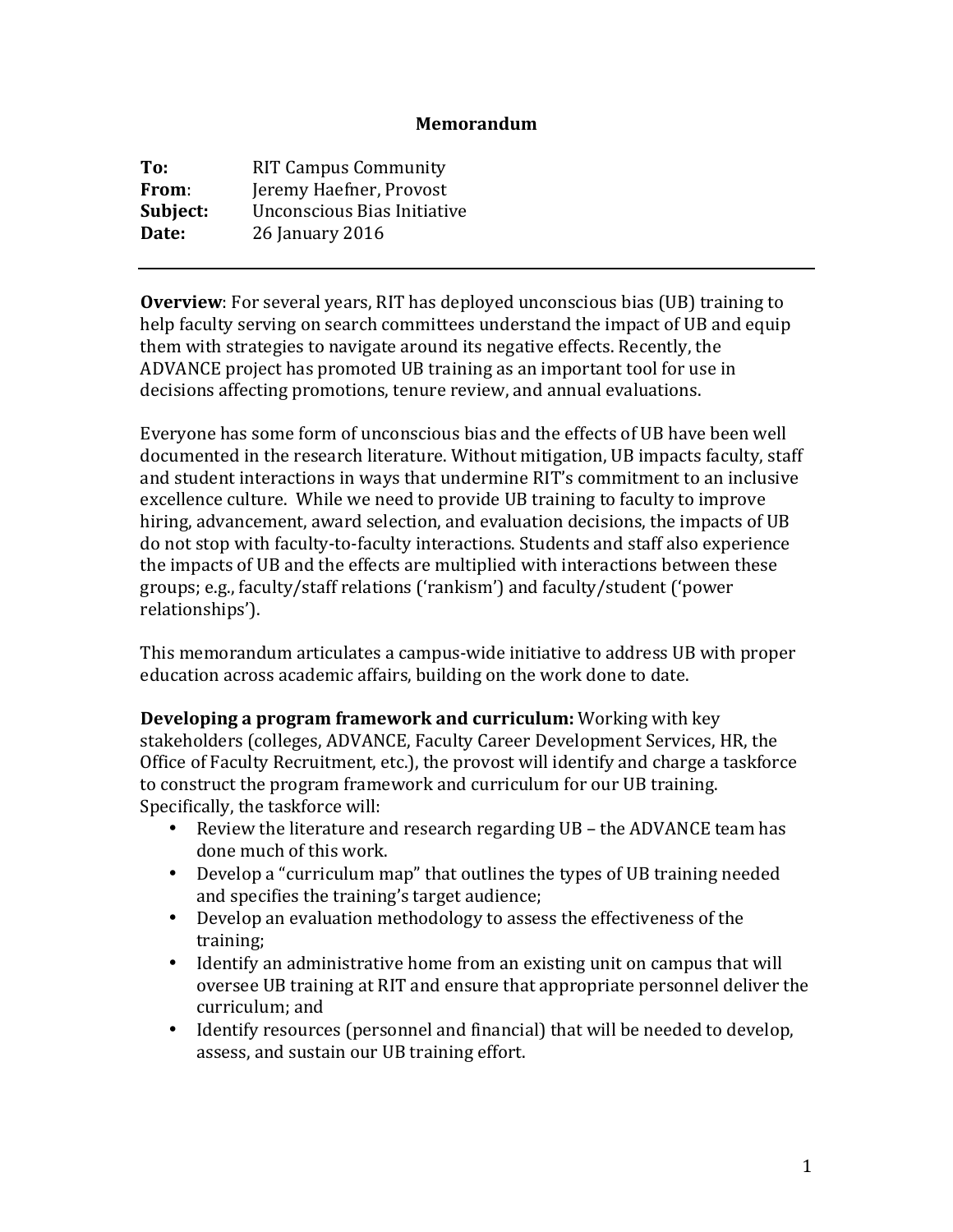**Memorandum**

**To:** RIT Campus Community
**From:** Jeremy Haefner, Provost
**Subject:** Unconscious Bias Initiative
**Date:** 26 January 2016

---

**Overview**: For several years, RIT has deployed unconscious bias (UB) training to help faculty serving on search committees understand the impact of UB and equip them with strategies to navigate around its negative effects. Recently, the ADVANCE project has promoted UB training as an important tool for use in decisions affecting promotions, tenure review, and annual evaluations.

Everyone has some form of unconscious bias and the effects of UB have been well documented in the research literature. Without mitigation, UB impacts faculty, staff and student interactions in ways that undermine RIT's commitment to an inclusive excellence culture. While we need to provide UB training to faculty to improve hiring, advancement, award selection, and evaluation decisions, the impacts of UB do not stop with faculty-to-faculty interactions. Students and staff also experience the impacts of UB and the effects are multiplied with interactions between these groups; e.g., faculty/staff relations ('rankism') and faculty/student ('power relationships').

This memorandum articulates a campus-wide initiative to address UB with proper education across academic affairs, building on the work done to date.

**Developing a program framework and curriculum:** Working with key stakeholders (colleges, ADVANCE, Faculty Career Development Services, HR, the Office of Faculty Recruitment, etc.), the provost will identify and charge a taskforce to construct the program framework and curriculum for our UB training. Specifically, the taskforce will:

- Review the literature and research regarding UB – the ADVANCE team has done much of this work.
- Develop a "curriculum map" that outlines the types of UB training needed and specifies the training's target audience;
- Develop an evaluation methodology to assess the effectiveness of the training;
- Identify an administrative home from an existing unit on campus that will oversee UB training at RIT and ensure that appropriate personnel deliver the curriculum; and
- Identify resources (personnel and financial) that will be needed to develop, assess, and sustain our UB training effort.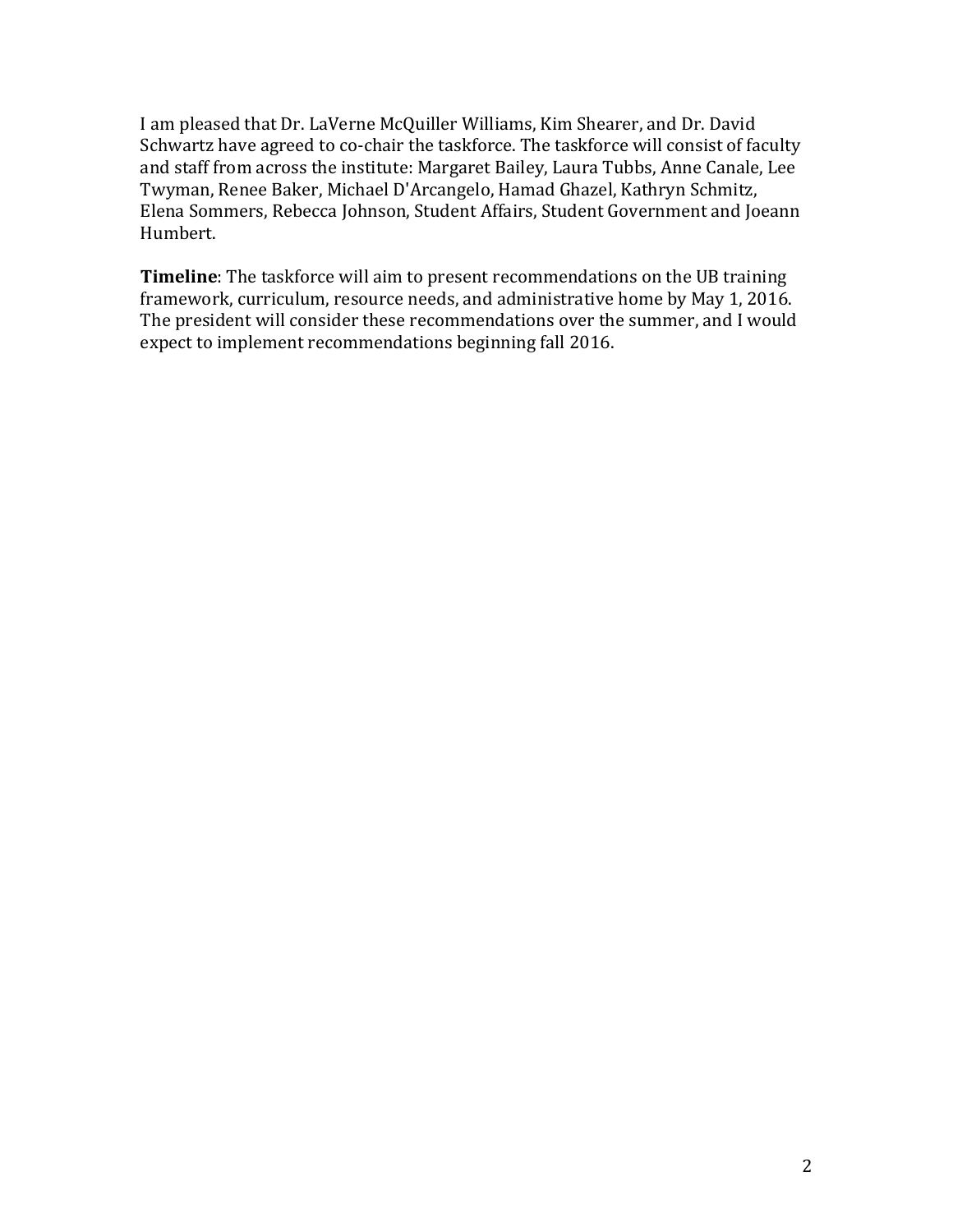I am pleased that Dr. LaVerne McQuiller Williams, Kim Shearer, and Dr. David Schwartz have agreed to co-chair the taskforce. The taskforce will consist of faculty and staff from across the institute: Margaret Bailey, Laura Tubbs, Anne Canale, Lee Twyman, Renee Baker, Michael D'Arcangelo, Hamad Ghazel, Kathryn Schmitz, Elena Sommers, Rebecca Johnson, Student Affairs, Student Government and Joeann Humbert.

**Timeline**: The taskforce will aim to present recommendations on the UB training framework, curriculum, resource needs, and administrative home by May 1, 2016. The president will consider these recommendations over the summer, and I would expect to implement recommendations beginning fall 2016.